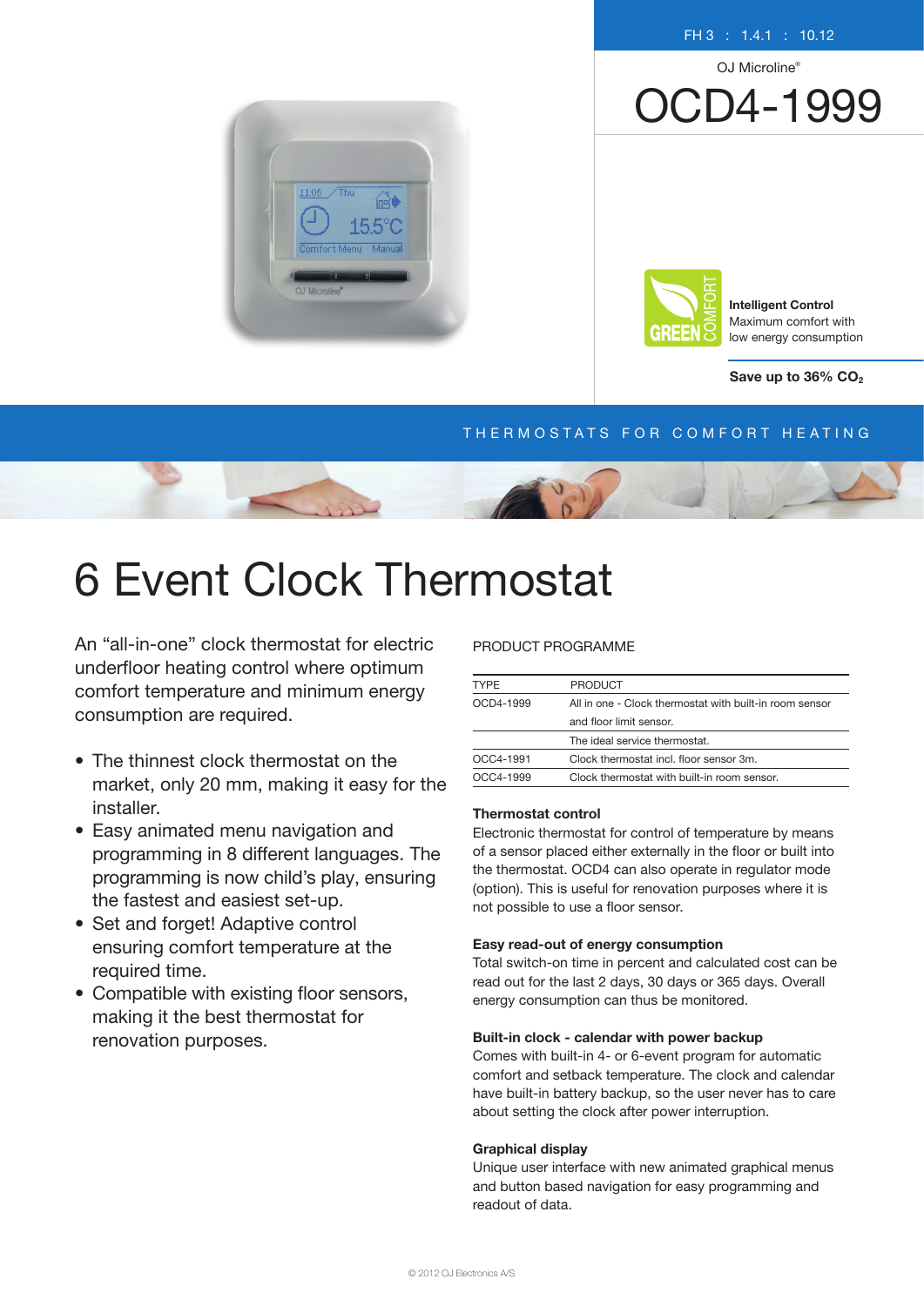FH 3 : 1.4.1 : 10.12

OJ Microline®

# OCD4-1999

**Intelligent Control**
Maximum comfort with
low energy consumption

**Save up to 36% $CO_2$**

THERMOSTATS FOR COMFORT HEATING

# 6 Event Clock Thermostat

An "all-in-one" clock thermostat for electric underfloor heating control where optimum comfort temperature and minimum energy consumption are required.

- The thinnest clock thermostat on the market, only 20 mm, making it easy for the installer.
- Easy animated menu navigation and programming in 8 different languages. The programming is now child's play, ensuring the fastest and easiest set-up.
- Set and forget! Adaptive control ensuring comfort temperature at the required time.
- Compatible with existing floor sensors, making it the best thermostat for renovation purposes.

PRODUCT PROGRAMME

| TYPE | PRODUCT |
|---|---|
| OCD4-1999 | All in one - Clock thermostat with built-in room sensor and floor limit sensor. |
| | The ideal service thermostat. |
| OCC4-1991 | Clock thermostat incl. floor sensor 3m. |
| OCC4-1999 | Clock thermostat with built-in room sensor. |

**Thermostat control**
Electronic thermostat for control of temperature by means of a sensor placed either externally in the floor or built into the thermostat. OCD4 can also operate in regulator mode (option). This is useful for renovation purposes where it is not possible to use a floor sensor.

**Easy read-out of energy consumption**
Total switch-on time in percent and calculated cost can be read out for the last 2 days, 30 days or 365 days. Overall energy consumption can thus be monitored.

**Built-in clock - calendar with power backup**
Comes with built-in 4- or 6-event program for automatic comfort and setback temperature. The clock and calendar have built-in battery backup, so the user never has to care about setting the clock after power interruption.

**Graphical display**
Unique user interface with new animated graphical menus and button based navigation for easy programming and readout of data.

© 2012 OJ Electronics A/S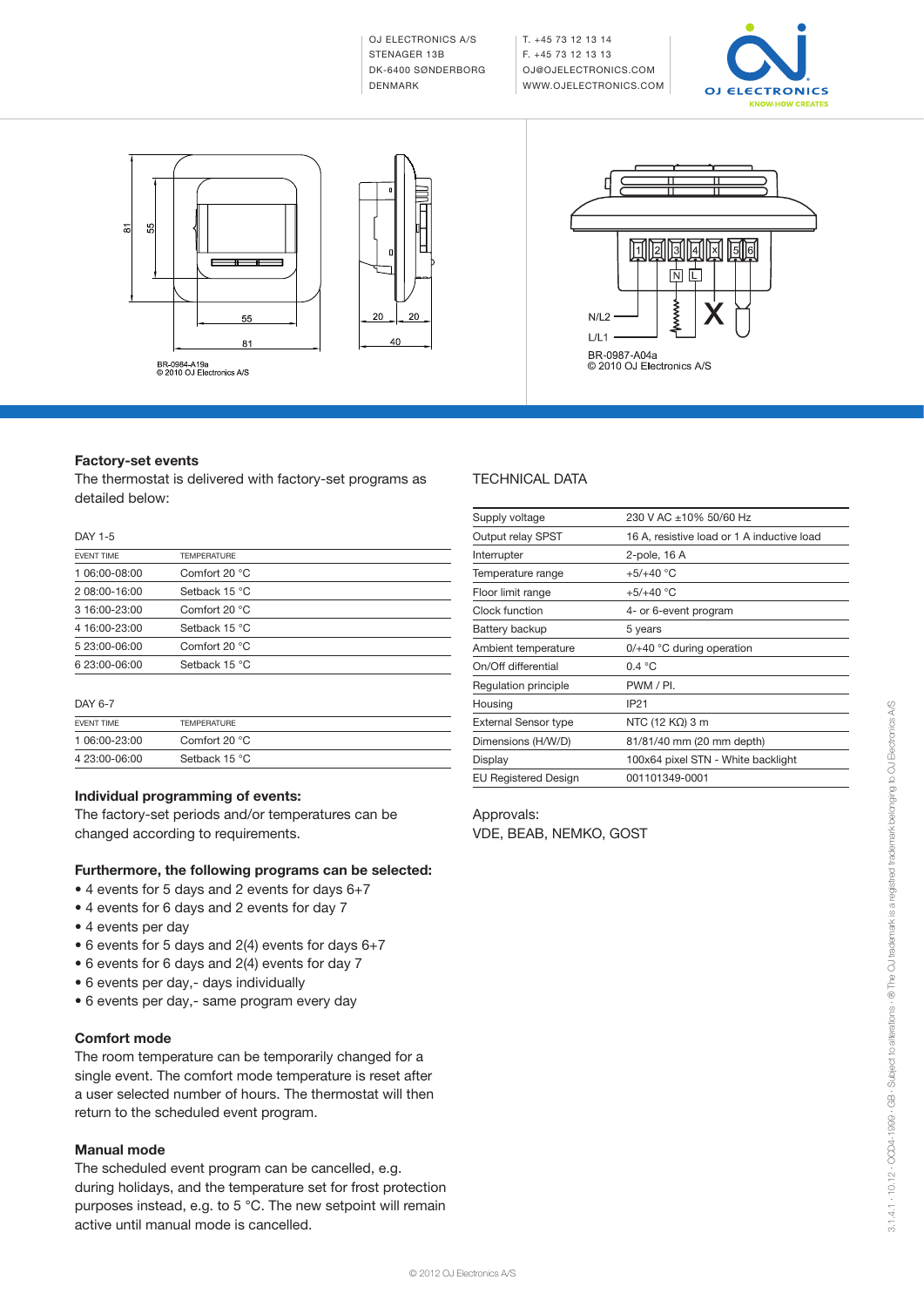OJ ELECTRONICS A/S
STENAGER 13B
DK-6400 SØNDERBORG
DENMARK

T. +45 73 12 13 14
F. +45 73 12 13 13
OJ@OJELECTRONICS.COM
WWW.OJELECTRONICS.COM

81
55
55
81
20
20
40

BR-0984-A19a
© 2010 OJ Electronics A/S

1 2 3 4 X 5 6
N L
N/L2
L/L1
X

BR-0987-A04a
© 2010 OJ Electronics A/S

### Factory-set events

The thermostat is delivered with factory-set programs as detailed below:

DAY 1-5

| EVENT TIME | TEMPERATURE |
|---|---|
| 1 06:00-08:00 | Comfort 20 °C |
| 2 08:00-16:00 | Setback 15 °C |
| 3 16:00-23:00 | Comfort 20 °C |
| 4 16:00-23:00 | Setback 15 °C |
| 5 23:00-06:00 | Comfort 20 °C |
| 6 23:00-06:00 | Setback 15 °C |

DAY 6-7

| EVENT TIME | TEMPERATURE |
|---|---|
| 1 06:00-23:00 | Comfort 20 °C |
| 4 23:00-06:00 | Setback 15 °C |

### Individual programming of events:

The factory-set periods and/or temperatures can be changed according to requirements.

### Furthermore, the following programs can be selected:

- 4 events for 5 days and 2 events for days 6+7
- 4 events for 6 days and 2 events for day 7
- 4 events per day
- 6 events for 5 days and 2(4) events for days 6+7
- 6 events for 6 days and 2(4) events for day 7
- 6 events per day,- days individually
- 6 events per day,- same program every day

### Comfort mode

The room temperature can be temporarily changed for a single event. The comfort mode temperature is reset after a user selected number of hours. The thermostat will then return to the scheduled event program.

### Manual mode

The scheduled event program can be cancelled, e.g. during holidays, and the temperature set for frost protection purposes instead, e.g. to 5 °C. The new setpoint will remain active until manual mode is cancelled.

## TECHNICAL DATA

| | |
|---|---|
| Supply voltage | 230 V AC ±10% 50/60 Hz |
| Output relay SPST | 16 A, resistive load or 1 A inductive load |
| Interrupter | 2-pole, 16 A |
| Temperature range | +5/+40 °C |
| Floor limit range | +5/+40 °C |
| Clock function | 4- or 6-event program |
| Battery backup | 5 years |
| Ambient temperature | 0/+40 °C during operation |
| On/Off differential | 0.4 °C |
| Regulation principle | PWM / PI. |
| Housing | IP21 |
| External Sensor type | NTC (12 KΩ) 3 m |
| Dimensions (H/W/D) | 81/81/40 mm (20 mm depth) |
| Display | 100x64 pixel STN - White backlight |
| EU Registered Design | 001101349-0001 |

Approvals:
VDE, BEAB, NEMKO, GOST

3.1.4.1 - 10.12 - OCD4-1999 - GB - Subject to alterations - ® The OJ trademark is a registred trademark belonging to OJ Electronics A/S

© 2012 OJ Electronics A/S